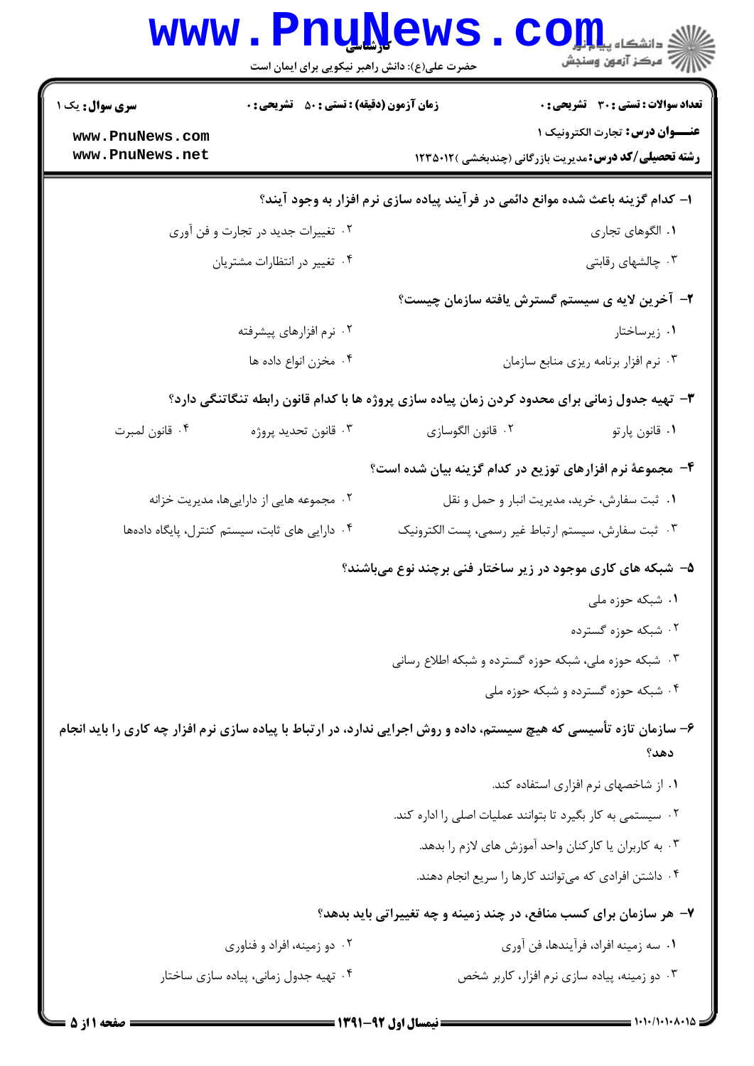کارشناسی

حضرت علی(ع): دانش راهبر نیکویی برای ایمان است

**سری سوال:** یک ۱

**زمان آزمون (دقیقه) : تستی : ۵۰ تشریحی : ۰**

**تعداد سوالات : تستی : ۳۰ تشریحی : ۰**

**عنـــوان درس:** تجارت الکترونیک ۱

**رشته تحصیلی/کد درس:** مدیریت بازرگانی (چندبخشی )۱۲۳۵۰۱۲

**۱- کدام گزینه باعث شده موانع دائمی در فرآیند پیاده سازی نرم افزار به وجود آیند؟**

۱. الگوهای تجاری

۲. تغییرات جدید در تجارت و فن آوری

۳. چالشهای رقابتی

۴. تغییر در انتظارات مشتریان

**۲- آخرین لایه ی سیستم گسترش یافته سازمان چیست؟**

۱. زیرساختار

۲. نرم افزارهای پیشرفته

۳. نرم افزار برنامه ریزی منابع سازمان

۴. مخزن انواع داده ها

**۳- تهیه جدول زمانی برای محدود کردن زمان پیاده سازی پروژه ها با کدام قانون رابطه تنگاتنگی دارد؟**

۱. قانون پارتو

۲. قانون الگوسازی

۳. قانون تحدید پروژه

۴. قانون لمبرت

**۴- مجموعهٔ نرم افزارهای توزیع در کدام گزینه بیان شده است؟**

۱. ثبت سفارش، خرید، مدیریت انبار و حمل و نقل

۲. مجموعه هایی از داراییها، مدیریت خزانه

۳. ثبت سفارش، سیستم ارتباط غیر رسمی، پست الکترونیک

۴. دارایی های ثابت، سیستم کنترل، پایگاه دادهها

**۵- شبکه های کاری موجود در زیر ساختار فنی برچند نوع میباشند؟**

۱. شبکه حوزه ملی

۲. شبکه حوزه گسترده

۳. شبکه حوزه ملی، شبکه حوزه گسترده و شبکه اطلاع رسانی

۴. شبکه حوزه گسترده و شبکه حوزه ملی

**۶- سازمان تازه تأسیسی که هیچ سیستم، داده و روش اجرایی ندارد، در ارتباط با پیاده سازی نرم افزار چه کاری را باید انجام دهد؟**

۱. از شاخصهای نرم افزاری استفاده کند.

۲. سیستمی به کار بگیرد تا بتوانند عملیات اصلی را اداره کند.

۳. به کاربران یا کارکنان واحد آموزش های لازم را بدهد.

۴. داشتن افرادی که میتوانند کارها را سریع انجام دهند.

**۷- هر سازمان برای کسب منافع، در چند زمینه و چه تغییراتی باید بدهد؟**

۱. سه زمینه افراد، فرآیندها، فن آوری

۲. دو زمینه، افراد و فناوری

۳. دو زمینه، پیاده سازی نرم افزار، کاربر شخص

۴. تهیه جدول زمانی، پیاده سازی ساختار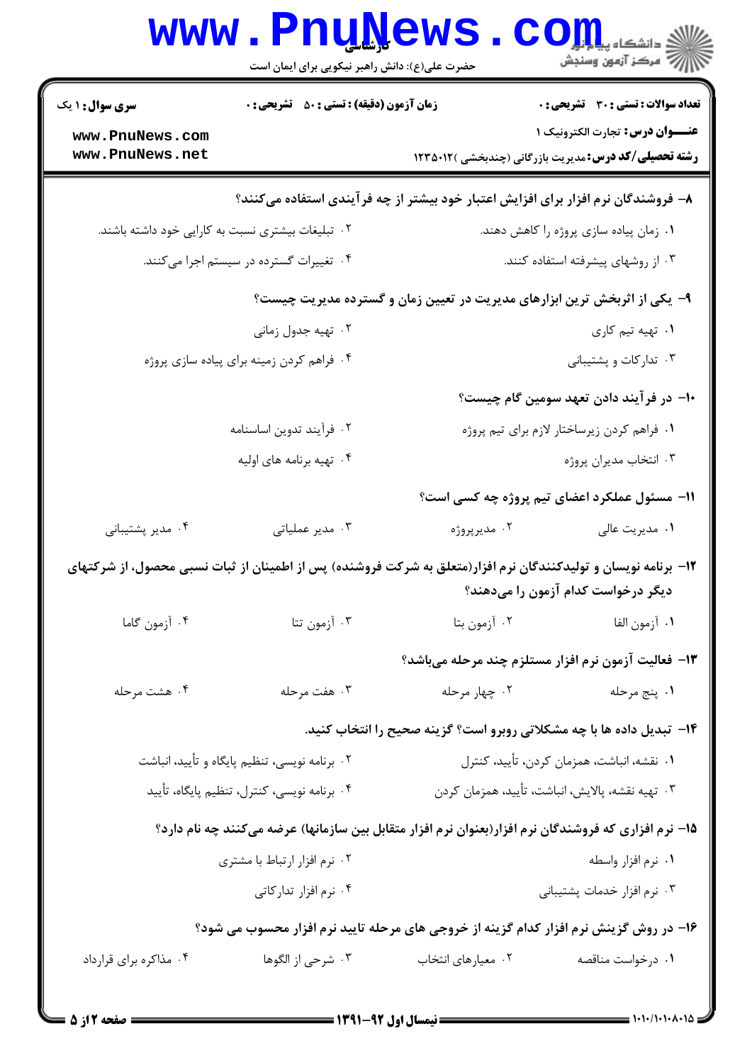۸- فروشندگان نرم افزار برای افزایش اعتبار خود بیشتر از چه فرآیندی استفاده می‌کنند؟

۱. زمان پیاده سازی پروژه را کاهش دهند.

۲. تبلیغات بیشتری نسبت به کارایی خود داشته باشند.

۳. از روشهای پیشرفته استفاده کنند.

۴. تغییرات گسترده در سیستم اجرا می‌کنند.

۹- یکی از اثربخش ترین ابزارهای مدیریت در تعیین زمان و گستره مدیریت چیست؟

۱. تهیه تیم کاری

۲. تهیه جدول زمانی

۳. تدارکات و پشتیبانی

۴. فراهم کردن زمینه برای پیاده سازی پروژه

۱۰- در فرآیند دادن تعهد سومین گام چیست؟

۱. فراهم کردن زیرساختار لازم برای تیم پروژه

۲. فرآیند تدوین اساسنامه

۳. انتخاب مدیران پروژه

۴. تهیه برنامه های اولیه

۱۱- مسئول عملکرد اعضای تیم پروژه چه کسی است؟

۱. مدیریت عالی

۲. مدیرپروژه

۳. مدیر عملیاتی

۴. مدیر پشتیبانی

۱۲- برنامه نویسان و تولیدکنندگان نرم افزار(متعلق به شرکت فروشنده) پس از اطمینان از ثبات نسبی محصول، از شرکتهای دیگر درخواست کدام آزمون را می‌دهند؟

۱. آزمون الفا

۲. آزمون بتا

۳. آزمون تتا

۴. آزمون گاما

۱۳- فعالیت آزمون نرم افزار مستلزم چند مرحله می‌باشد؟

۱. پنج مرحله

۲. چهار مرحله

۳. هفت مرحله

۴. هشت مرحله

۱۴- تبدیل داده ها با چه مشکلاتی روبرو است؟ گزینه صحیح را انتخاب کنید.

۱. نقشه، انباشت، همزمان کردن، تأیید، کنترل

۲. برنامه نویسی، تنظیم پایگاه و تأیید، انباشت

۳. تهیه نقشه، پالایش، انباشت، تأیید، همزمان کردن

۴. برنامه نویسی، کنترل، تنظیم پایگاه، تأیید

۱۵- نرم افزاری که فروشندگان نرم افزار(بعنوان نرم افزار متقابل بین سازمانها) عرضه می‌کنند چه نام دارد؟

۱. نرم افزار واسطه

۲. نرم افزار ارتباط با مشتری

۳. نرم افزار خدمات پشتیبانی

۴. نرم افزار تدارکاتی

۱۶- در روش گزینش نرم افزار کدام گزینه از خروجی های مرحله تایید نرم افزار محسوب می شود؟

۱. درخواست مناقصه

۲. معیارهای انتخاب

۳. شرحی از الگوها

۴. مذاکره برای قرارداد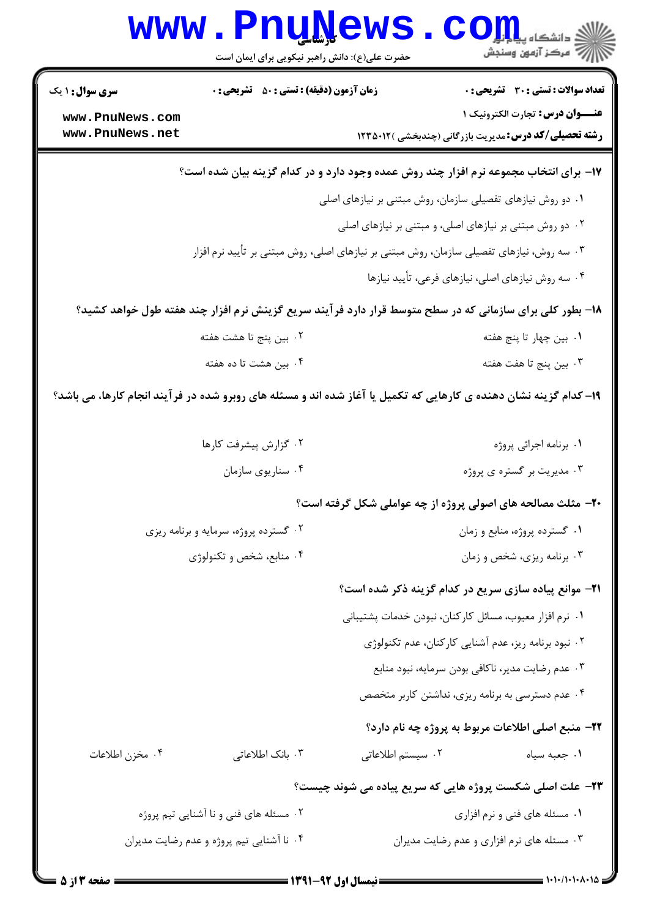**سری سوال:** ۱ یک

**زمان آزمون (دقیقه) : تستی : ۵۰ تشریحی : ۰**

**تعداد سوالات : تستی : ۳۰ تشریحی : ۰**

**عنـــوان درس:** تجارت الکترونیک ۱

**رشته تحصیلی/کد درس:** مدیریت بازرگانی (چندبخشی )۱۲۳۵۰۱۲

**۱۷- برای انتخاب مجموعه نرم افزار چند روش عمده وجود دارد و در کدام گزینه بیان شده است؟**

۱. دو روش نیازهای تفصیلی سازمان، روش مبتنی بر نیازهای اصلی

۲. دو روش مبتنی بر نیازهای اصلی، و مبتنی بر نیازهای اصلی

۳. سه روش، نیازهای تفصیلی سازمان، روش مبتنی بر نیازهای اصلی، روش مبتنی بر تأیید نرم افزار

۴. سه روش نیازهای اصلی، نیازهای فرعی، تأیید نیازها

**۱۸- بطور کلی برای سازمانی که در سطح متوسط قرار دارد فرآیند سریع گزینش نرم افزار چند هفته طول خواهد کشید؟**

۱. بین چهار تا پنج هفته

۲. بین پنج تا هشت هفته

۳. بین پنج تا هفت هفته

۴. بین هشت تا ده هفته

**۱۹- کدام گزینه نشان دهنده ی کارهایی که تکمیل یا آغاز شده اند و مسئله های روبرو شده در فرآیند انجام کارها، می باشد؟**

۱. برنامه اجرائی پروژه

۲. گزارش پیشرفت کارها

۳. مدیریت بر گستره ی پروژه

۴. سناریوی سازمان

**۲۰- مثلث مصالحه های اصولی پروژه از چه عواملی شکل گرفته است؟**

۱. گستره پروژه، منابع و زمان

۲. گستره پروژه، سرمایه و برنامه ریزی

۳. برنامه ریزی، شخص و زمان

۴. منابع، شخص و تکنولوژی

**۲۱- موانع پیاده سازی سریع در کدام گزینه ذکر شده است؟**

۱. نرم افزار معیوب، مسائل کارکنان، نبودن خدمات پشتیبانی

۲. نبود برنامه ریز، عدم آشنایی کارکنان، عدم تکنولوژی

۳. عدم رضایت مدیر، ناکافی بودن سرمایه، نبود منابع

۴. عدم دسترسی به برنامه ریزی، نداشتن کاربر متخصص

**۲۲- منبع اصلی اطلاعات مربوط به پروژه چه نام دارد؟**

۱. جعبه سیاه

۲. سیستم اطلاعاتی

۳. بانک اطلاعاتی

۴. مخزن اطلاعات

**۲۳- علت اصلی شکست پروژه هایی که سریع پیاده می شوند چیست؟**

۱. مسئله های فنی و نرم افزاری

۲. مسئله های فنی و نا آشنایی تیم پروژه

۳. مسئله های نرم افزاری و عدم رضایت مدیران

۴. نا آشنایی تیم پروژه و عدم رضایت مدیران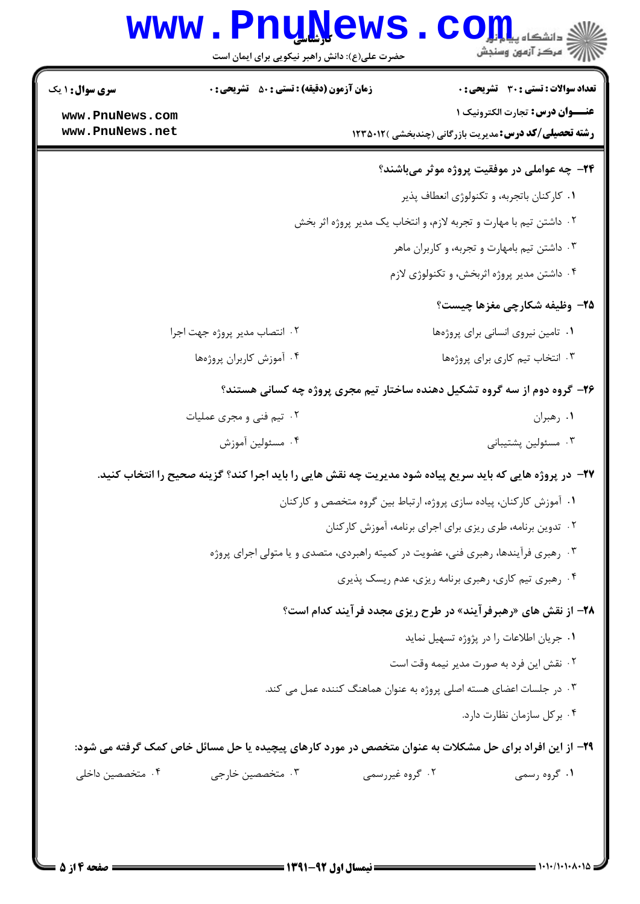**سری سوال:** ۱ یک | **زمان آزمون (دقیقه) : تستی :** ۵۰ **تشریحی :** ۰ | **تعداد سوالات : تستی :** ۳۰ **تشریحی :** ۰

**عنـــوان درس:** تجارت الکترونیک ۱

**رشته تحصیلی/کد درس:** مدیریت بازرگانی (چندبخشی )۱۲۳۵۰۱۲

**۲۴- چه عواملی در موفقیت پروژه موثر می‌باشند؟**

۱. کارکنان باتجربه، و تکنولوژی انعطاف پذیر

۲. داشتن تیم با مهارت و تجربه لازم، و انتخاب یک مدیر پروژه اثر بخش

۳. داشتن تیم بامهارت و تجربه، و کاربران ماهر

۴. داشتن مدیر پروژه اثربخش، و تکنولوژی لازم

**۲۵- وظیفه شکارچی مغزها چیست؟**

۱. تامین نیروی انسانی برای پروژه‌ها

۲. انتصاب مدیر پروژه جهت اجرا

۳. انتخاب تیم کاری برای پروژه‌ها

۴. آموزش کاربران پروژه‌ها

**۲۶- گروه دوم از سه گروه تشکیل دهنده ساختار تیم مجری پروژه چه کسانی هستند؟**

۱. رهبران

۲. تیم فنی و مجری عملیات

۳. مسئولین پشتیبانی

۴. مسئولین آموزش

**۲۷- در پروژه هایی که باید سریع پیاده شود مدیریت چه نقش هایی را باید اجرا کند؟ گزینه صحیح را انتخاب کنید.**

۱. آموزش کارکنان، پیاده سازی پروژه، ارتباط بین گروه متخصص و کارکنان

۲. تدوین برنامه، طری ریزی برای اجرای برنامه، آموزش کارکنان

۳. رهبری فرآیندها، رهبری فنی، عضویت در کمیته راهبردی، متصدی و یا متولی اجرای پروژه

۴. رهبری تیم کاری، رهبری برنامه ریزی، عدم ریسک پذیری

**۲۸- از نقش های «رهبرفرآیند» در طرح ریزی مجدد فرآیند کدام است؟**

۱. جریان اطلاعات را در پژوژه تسهیل نماید

۲. نقش این فرد به صورت مدیر نیمه وقت است

۳. در جلسات اعضای هسته اصلی پروژه به عنوان هماهنگ کننده عمل می کند.

۴. برکل سازمان نظارت دارد.

**۲۹- از این افراد برای حل مشکلات به عنوان متخصص در مورد کارهای پیچیده یا حل مسائل خاص کمک گرفته می شود:**

۱. گروه رسمی

۲. گروه غیررسمی

۳. متخصصین خارجی

۴. متخصصین داخلی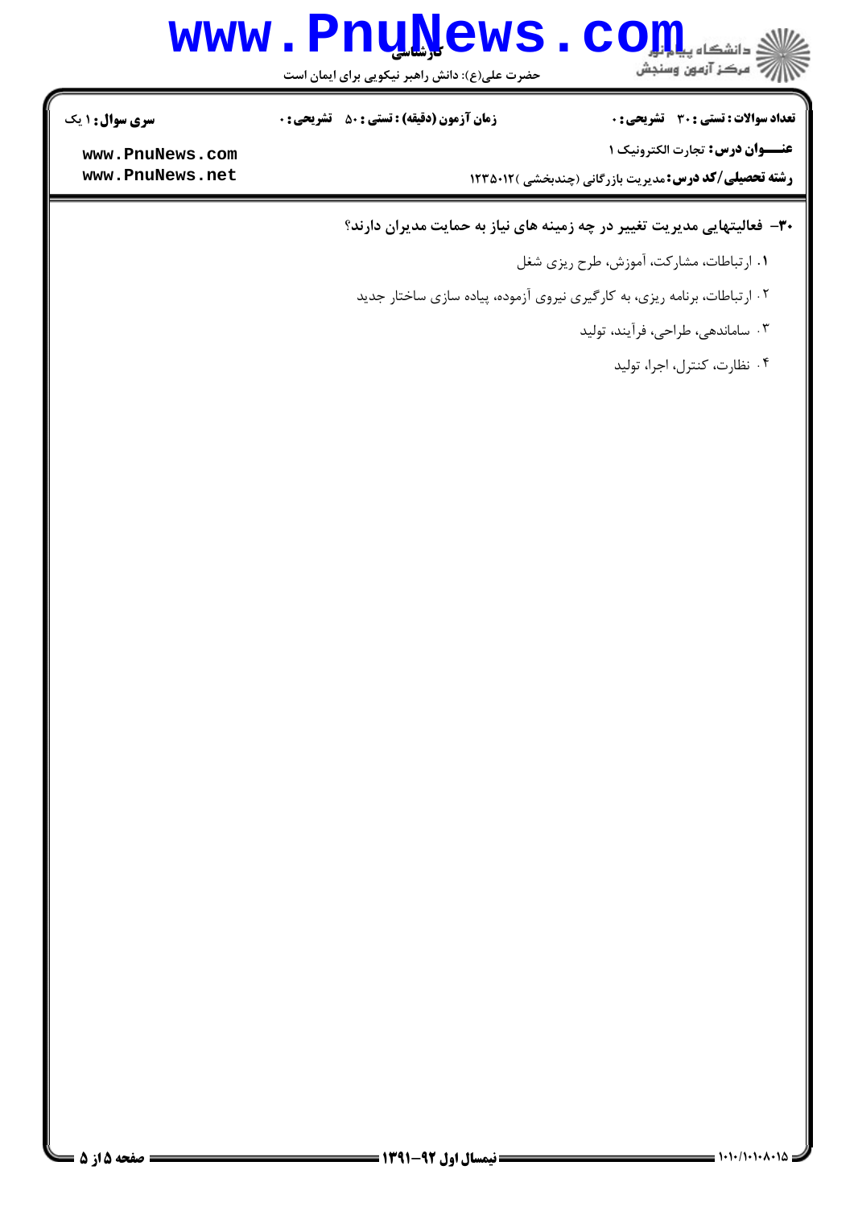**۳۰- فعالیتهایی مدیریت تغییر در چه زمینه های نیاز به حمایت مدیران دارند؟**

۱. ارتباطات، مشارکت، آموزش، طرح ریزی شغل

۲. ارتباطات، برنامه ریزی، به کارگیری نیروی آزموده، پیاده سازی ساختار جدید

۳. ساماندهی، طراحی، فرآیند، تولید

۴. نظارت، کنترل، اجرا، تولید